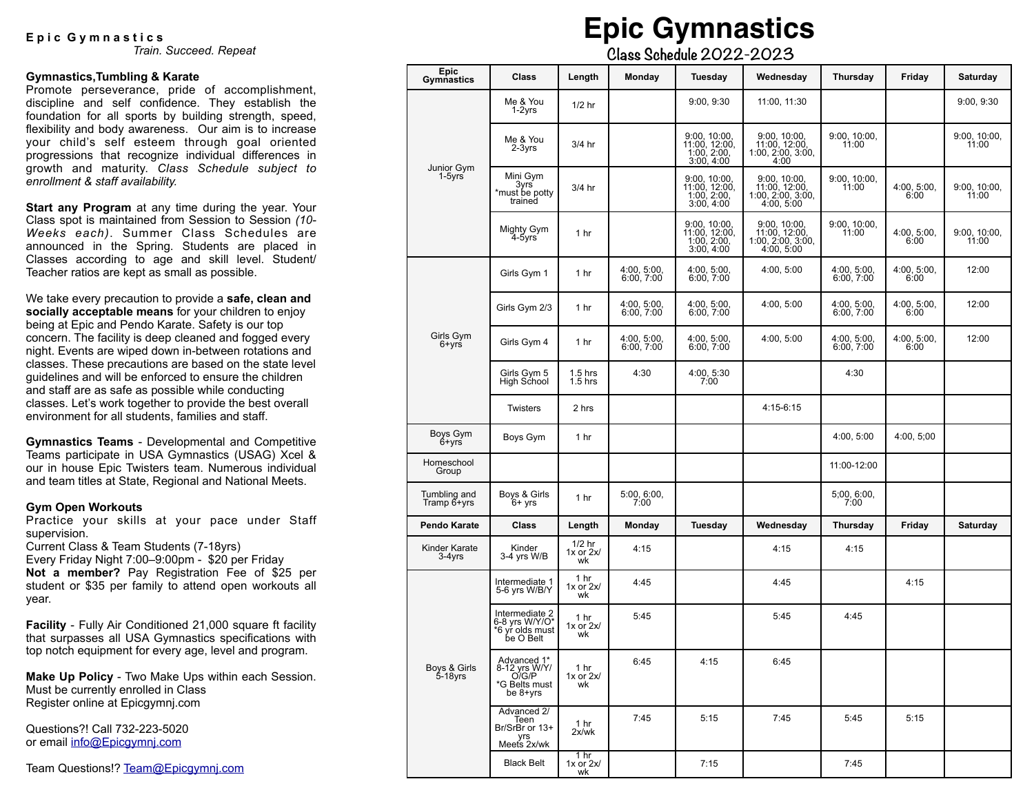**E p i c  G y m n a s t i c s**

*Train. Succeed. Repeat*

**Gymnastics,Tumbling & Karate**
Promote perseverance, pride of accomplishment, discipline and self confidence. They establish the foundation for all sports by building strength, speed, flexibility and body awareness. Our aim is to increase your child's self esteem through goal oriented progressions that recognize individual differences in growth and maturity. *Class Schedule subject to enrollment & staff availability.*

**Start any Program** at any time during the year. Your Class spot is maintained from Session to Session *(10-Weeks each)*. Summer Class Schedules are announced in the Spring. Students are placed in Classes according to age and skill level. Student/ Teacher ratios are kept as small as possible.

We take every precaution to provide a **safe, clean and socially acceptable means** for your children to enjoy being at Epic and Pendo Karate. Safety is our top concern. The facility is deep cleaned and fogged every night. Events are wiped down in-between rotations and classes. These precautions are based on the state level guidelines and will be enforced to ensure the children and staff are as safe as possible while conducting classes. Let's work together to provide the best overall environment for all students, families and staff.

**Gymnastics Teams** - Developmental and Competitive Teams participate in USA Gymnastics (USAG) Xcel & our in house Epic Twisters team. Numerous individual and team titles at State, Regional and National Meets.

**Gym Open Workouts**
Practice your skills at your pace under Staff supervision.
Current Class & Team Students (7-18yrs)
Every Friday Night 7:00–9:00pm - $20 per Friday
**Not a member?** Pay Registration Fee of $25 per student or $35 per family to attend open workouts all year.

**Facility** - Fully Air Conditioned 21,000 square ft facility that surpasses all USA Gymnastics specifications with top notch equipment for every age, level and program.

**Make Up Policy** - Two Make Ups within each Session. Must be currently enrolled in Class
Register online at Epicgymnj.com

Questions?! Call 732-223-5020
or email info@Epicgymnj.com

Team Questions!? Team@Epicgymnj.com

# Epic Gymnastics

## Class Schedule 2022-2023

| Epic Gymnastics | Class | Length | Monday | Tuesday | Wednesday | Thursday | Friday | Saturday |
|---|---|---|---|---|---|---|---|---|
| Junior Gym 1-5yrs | Me & You 1-2yrs | 1/2 hr | | 9:00, 9:30 | 11:00, 11:30 | | | 9:00, 9:30 |
| | Me & You 2-3yrs | 3/4 hr | | 9:00, 10:00, 11:00, 12:00, 1:00, 2:00, 3:00, 4:00 | 9:00, 10:00, 11:00, 12:00, 1:00, 2:00, 3:00, 4:00 | 9:00, 10:00, 11:00 | | 9:00, 10:00, 11:00 |
| | Mini Gym 3yrs *must be potty trained | 3/4 hr | | 9:00, 10:00, 11:00, 12:00, 1:00, 2:00, 3:00, 4:00 | 9:00, 10:00, 11:00, 12:00, 1:00, 2:00, 3:00, 4:00, 5:00 | 9:00, 10:00, 11:00 | 4:00, 5:00, 6:00 | 9:00, 10:00, 11:00 |
| | Mighty Gym 4-5yrs | 1 hr | | 9:00, 10:00, 11:00, 12:00, 1:00, 2:00, 3:00, 4:00 | 9:00, 10:00, 11:00, 12:00, 1:00, 2:00, 3:00, 4:00, 5:00 | 9:00, 10:00, 11:00 | 4:00, 5:00, 6:00 | 9:00, 10:00, 11:00 |
| Girls Gym 6+yrs | Girls Gym 1 | 1 hr | 4:00, 5:00, 6:00, 7:00 | 4:00, 5:00, 6:00, 7:00 | 4:00, 5:00 | 4:00, 5:00, 6:00, 7:00 | 4:00, 5:00, 6:00 | 12:00 |
| | Girls Gym 2/3 | 1 hr | 4:00, 5:00, 6:00, 7:00 | 4:00, 5:00, 6:00, 7:00 | 4:00, 5:00 | 4:00, 5:00, 6:00, 7:00 | 4:00, 5:00, 6:00 | 12:00 |
| | Girls Gym 4 | 1 hr | 4:00, 5:00, 6:00, 7:00 | 4:00, 5:00, 6:00, 7:00 | 4:00, 5:00 | 4:00, 5:00, 6:00, 7:00 | 4:00, 5:00, 6:00 | 12:00 |
| | Girls Gym 5 High School | 1.5 hrs 1.5 hrs | 4:30 | 4:00, 5:30 7:00 | | 4:30 | | |
| | Twisters | 2 hrs | | | 4:15-6:15 | | | |
| Boys Gym 6+yrs | Boys Gym | 1 hr | | | | 4:00, 5:00 | 4:00, 5;00 | |
| Homeschool Group | | | | | | 11:00-12:00 | | |
| Tumbling and Tramp 6+yrs | Boys & Girls 6+ yrs | 1 hr | 5:00, 6:00, 7:00 | | | 5;00, 6:00, 7:00 | | |
| **Pendo Karate** | **Class** | **Length** | **Monday** | **Tuesday** | **Wednesday** | **Thursday** | **Friday** | **Saturday** |
| Kinder Karate 3-4yrs | Kinder 3-4 yrs W/B | 1/2 hr 1x or 2x/ wk | 4:15 | | 4:15 | 4:15 | | |
| Boys & Girls 5-18yrs | Intermediate 1 5-6 yrs W/B/Y | 1 hr 1x or 2x/ wk | 4:45 | | 4:45 | | 4:15 | |
| | Intermediate 2 6-8 yrs W/Y/O* *6 yr olds must be O Belt | 1 hr 1x or 2x/ wk | 5:45 | | 5:45 | 4:45 | | |
| | Advanced 1* 8-12 yrs W/Y/ O/G/P *G Belts must be 8+yrs | 1 hr 1x or 2x/ wk | 6:45 | 4:15 | 6:45 | | | |
| | Advanced 2/ Teen Br/SrBr or 13+ yrs Meets 2x/wk | 1 hr 2x/wk | 7:45 | 5:15 | 7:45 | 5:45 | 5:15 | |
| | Black Belt | 1 hr 1x or 2x/ wk | | 7:15 | | 7:45 | | |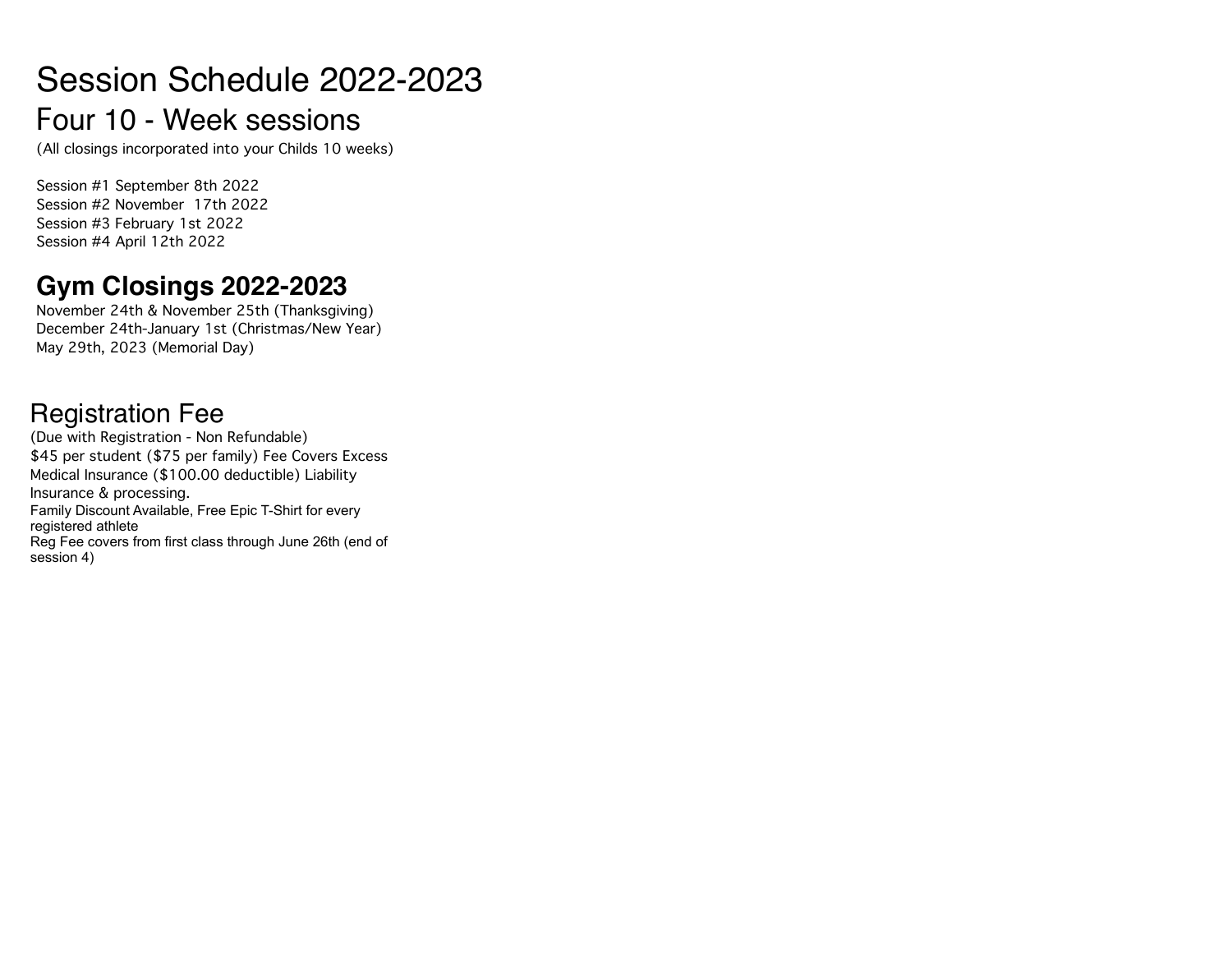# Session Schedule 2022-2023

## Four 10 - Week sessions

(All closings incorporated into your Childs 10 weeks)

Session #1 September 8th 2022
Session #2 November 17th 2022
Session #3 February 1st 2022
Session #4 April 12th 2022

## **Gym Closings 2022-2023**

November 24th & November 25th (Thanksgiving)
December 24th-January 1st (Christmas/New Year)
May 29th, 2023 (Memorial Day)

## Registration Fee

(Due with Registration - Non Refundable)
$45 per student ($75 per family) Fee Covers Excess Medical Insurance ($100.00 deductible) Liability Insurance & processing.
Family Discount Available, Free Epic T-Shirt for every registered athlete
Reg Fee covers from first class through June 26th (end of session 4)